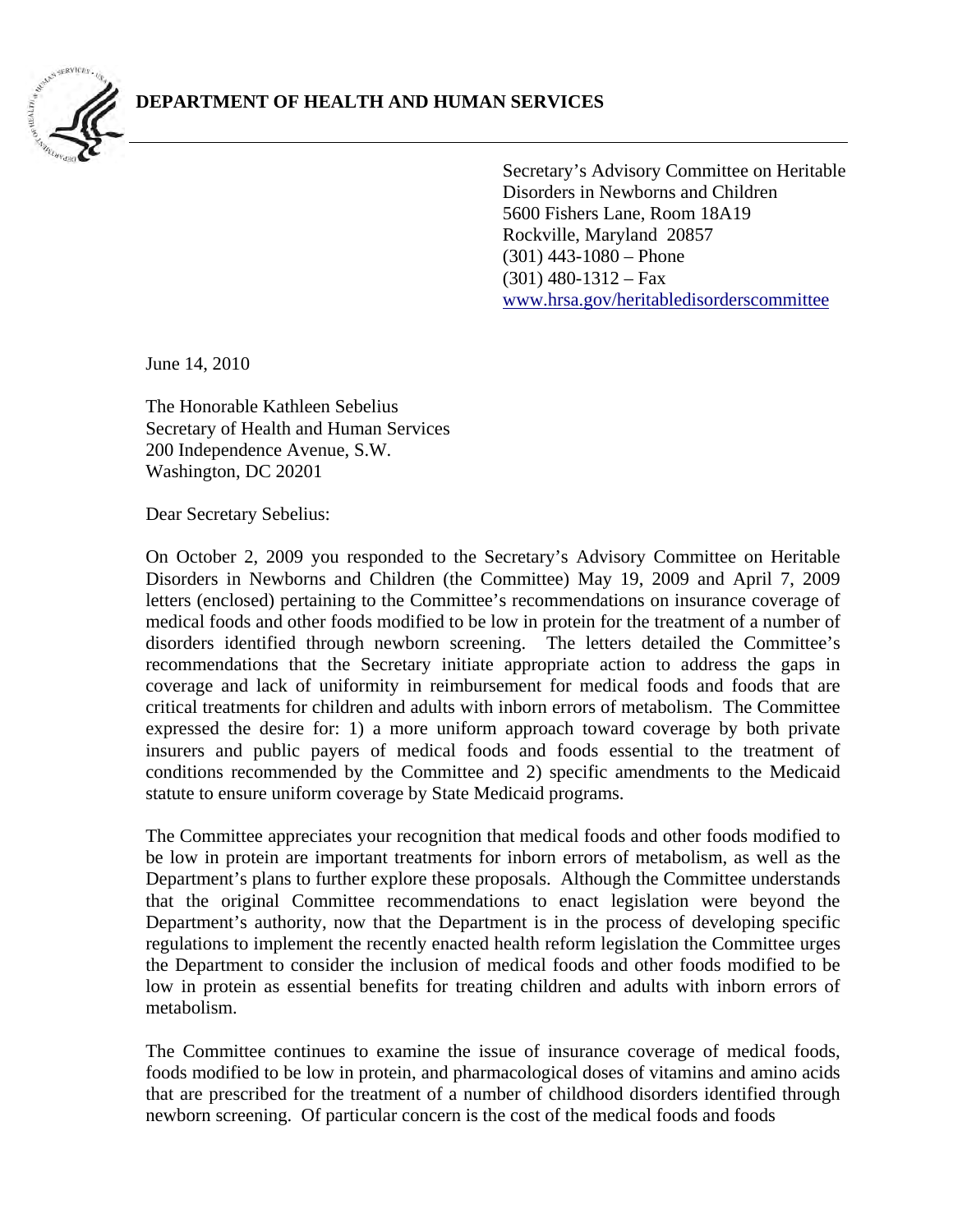**DEPARTMENT OF HEALTH AND HUMAN SERVICES**

Secretary's Advisory Committee on Heritable Disorders in Newborns and Children
5600 Fishers Lane, Room 18A19
Rockville, Maryland 20857
(301) 443-1080 – Phone
(301) 480-1312 – Fax
www.hrsa.gov/heritabledisorderscommittee

June 14, 2010

The Honorable Kathleen Sebelius
Secretary of Health and Human Services
200 Independence Avenue, S.W.
Washington, DC 20201

Dear Secretary Sebelius:

On October 2, 2009 you responded to the Secretary's Advisory Committee on Heritable Disorders in Newborns and Children (the Committee) May 19, 2009 and April 7, 2009 letters (enclosed) pertaining to the Committee's recommendations on insurance coverage of medical foods and other foods modified to be low in protein for the treatment of a number of disorders identified through newborn screening. The letters detailed the Committee's recommendations that the Secretary initiate appropriate action to address the gaps in coverage and lack of uniformity in reimbursement for medical foods and foods that are critical treatments for children and adults with inborn errors of metabolism. The Committee expressed the desire for: 1) a more uniform approach toward coverage by both private insurers and public payers of medical foods and foods essential to the treatment of conditions recommended by the Committee and 2) specific amendments to the Medicaid statute to ensure uniform coverage by State Medicaid programs.

The Committee appreciates your recognition that medical foods and other foods modified to be low in protein are important treatments for inborn errors of metabolism, as well as the Department's plans to further explore these proposals. Although the Committee understands that the original Committee recommendations to enact legislation were beyond the Department's authority, now that the Department is in the process of developing specific regulations to implement the recently enacted health reform legislation the Committee urges the Department to consider the inclusion of medical foods and other foods modified to be low in protein as essential benefits for treating children and adults with inborn errors of metabolism.

The Committee continues to examine the issue of insurance coverage of medical foods, foods modified to be low in protein, and pharmacological doses of vitamins and amino acids that are prescribed for the treatment of a number of childhood disorders identified through newborn screening. Of particular concern is the cost of the medical foods and foods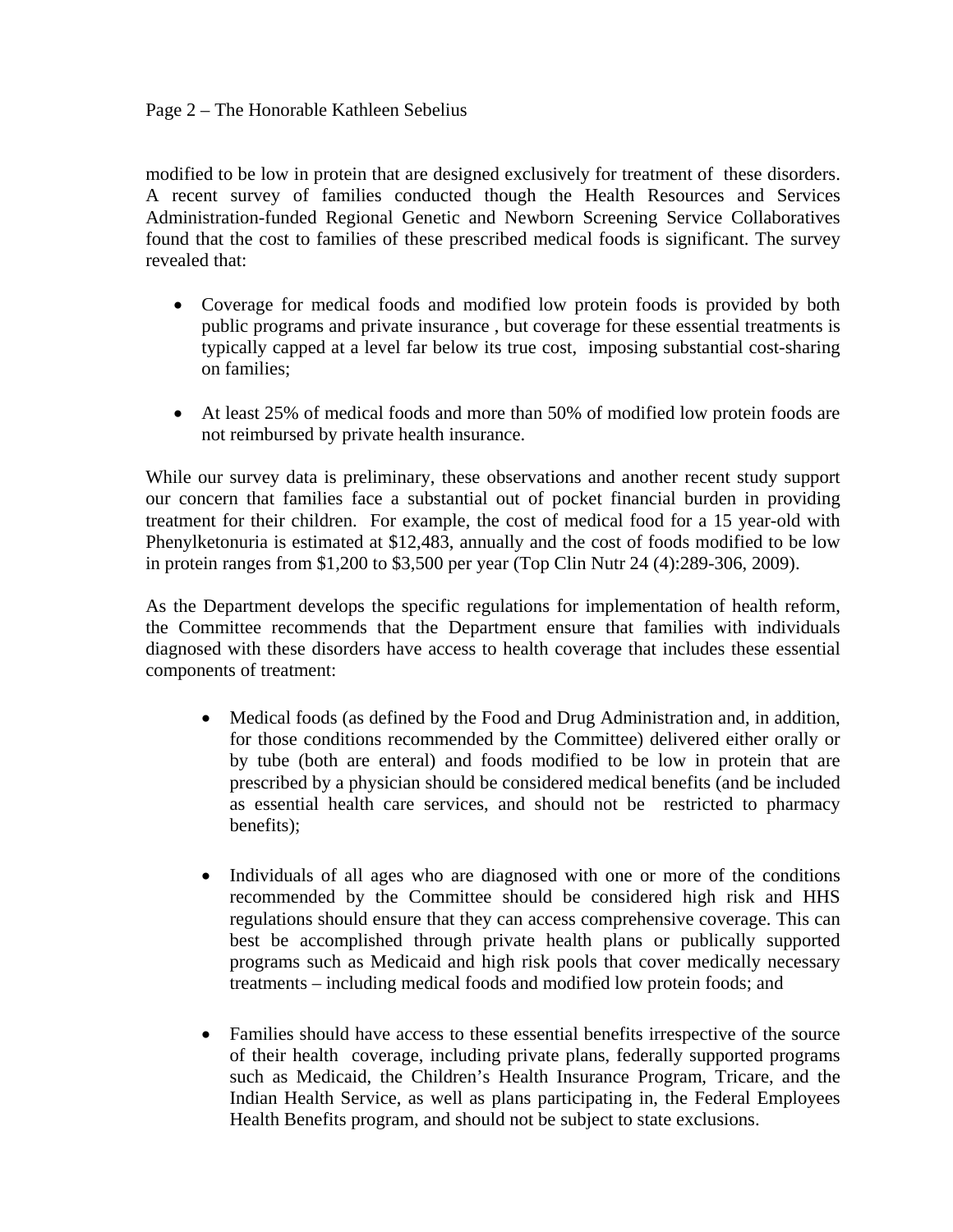modified to be low in protein that are designed exclusively for treatment of these disorders. A recent survey of families conducted though the Health Resources and Services Administration-funded Regional Genetic and Newborn Screening Service Collaboratives found that the cost to families of these prescribed medical foods is significant. The survey revealed that:

- Coverage for medical foods and modified low protein foods is provided by both public programs and private insurance , but coverage for these essential treatments is typically capped at a level far below its true cost, imposing substantial cost-sharing on families;

- At least 25% of medical foods and more than 50% of modified low protein foods are not reimbursed by private health insurance.

While our survey data is preliminary, these observations and another recent study support our concern that families face a substantial out of pocket financial burden in providing treatment for their children. For example, the cost of medical food for a 15 year-old with Phenylketonuria is estimated at $12,483, annually and the cost of foods modified to be low in protein ranges from $1,200 to $3,500 per year (Top Clin Nutr 24 (4):289-306, 2009).

As the Department develops the specific regulations for implementation of health reform, the Committee recommends that the Department ensure that families with individuals diagnosed with these disorders have access to health coverage that includes these essential components of treatment:

- Medical foods (as defined by the Food and Drug Administration and, in addition, for those conditions recommended by the Committee) delivered either orally or by tube (both are enteral) and foods modified to be low in protein that are prescribed by a physician should be considered medical benefits (and be included as essential health care services, and should not be restricted to pharmacy benefits);

- Individuals of all ages who are diagnosed with one or more of the conditions recommended by the Committee should be considered high risk and HHS regulations should ensure that they can access comprehensive coverage. This can best be accomplished through private health plans or publically supported programs such as Medicaid and high risk pools that cover medically necessary treatments – including medical foods and modified low protein foods; and

- Families should have access to these essential benefits irrespective of the source of their health coverage, including private plans, federally supported programs such as Medicaid, the Children's Health Insurance Program, Tricare, and the Indian Health Service, as well as plans participating in, the Federal Employees Health Benefits program, and should not be subject to state exclusions.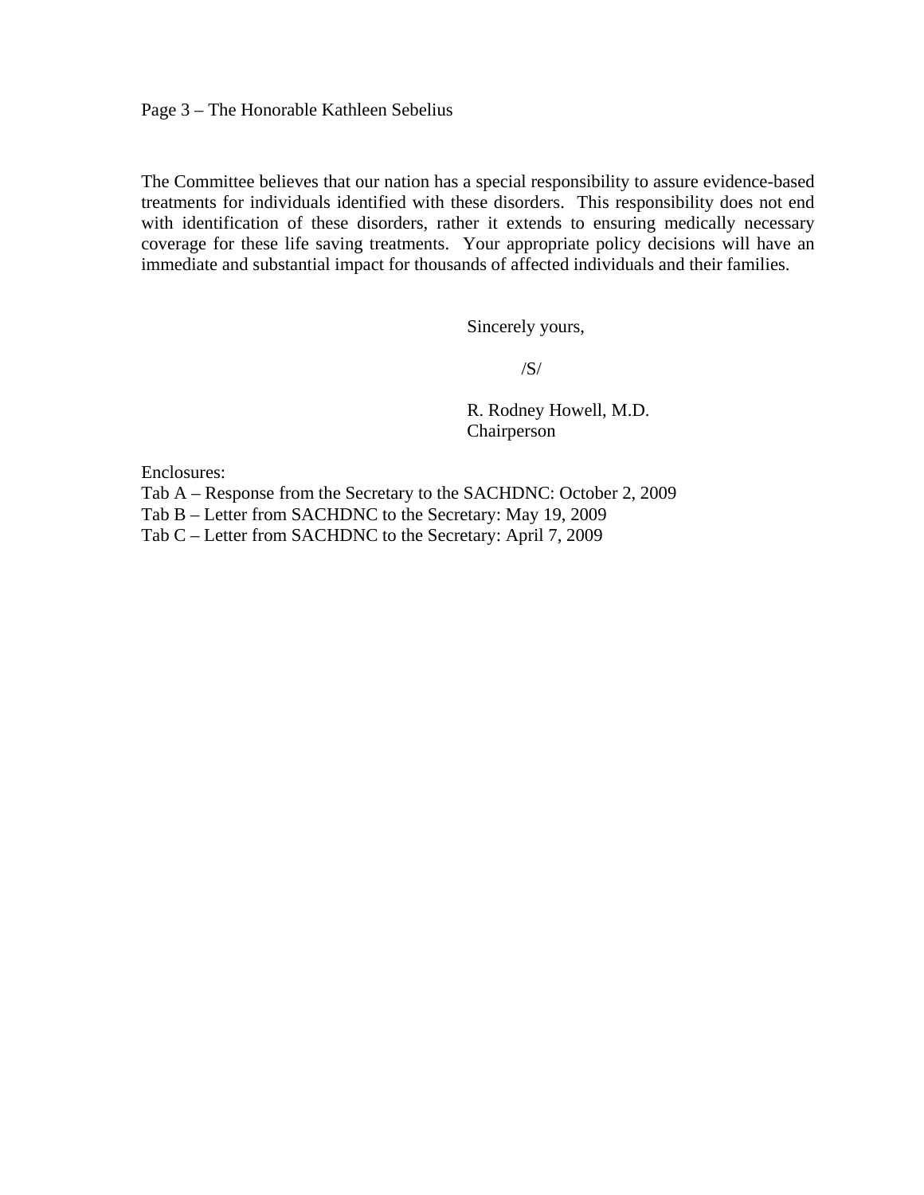The Committee believes that our nation has a special responsibility to assure evidence-based treatments for individuals identified with these disorders. This responsibility does not end with identification of these disorders, rather it extends to ensuring medically necessary coverage for these life saving treatments. Your appropriate policy decisions will have an immediate and substantial impact for thousands of affected individuals and their families.

Sincerely yours,

/S/

R. Rodney Howell, M.D.
Chairperson

Enclosures:
Tab A – Response from the Secretary to the SACHDNC: October 2, 2009
Tab B – Letter from SACHDNC to the Secretary: May 19, 2009
Tab C – Letter from SACHDNC to the Secretary: April 7, 2009